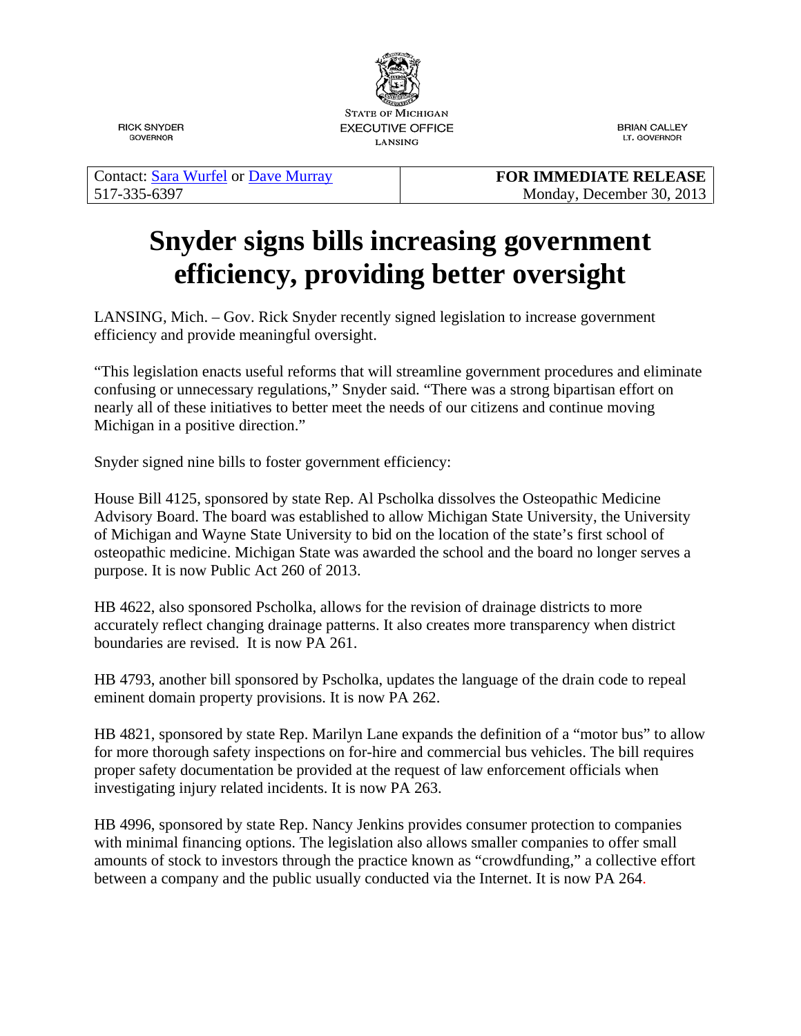STATE OF MICHIGAN
EXECUTIVE OFFICE
LANSING

RICK SNYDER
GOVERNOR

BRIAN CALLEY
LT. GOVERNOR

| Contact: [Sara Wurfel]() or [Dave Murray]() 517-335-6397 | **FOR IMMEDIATE RELEASE** Monday, December 30, 2013 |
|---|---|

# Snyder signs bills increasing government efficiency, providing better oversight

LANSING, Mich. – Gov. Rick Snyder recently signed legislation to increase government efficiency and provide meaningful oversight.

"This legislation enacts useful reforms that will streamline government procedures and eliminate confusing or unnecessary regulations," Snyder said. "There was a strong bipartisan effort on nearly all of these initiatives to better meet the needs of our citizens and continue moving Michigan in a positive direction."

Snyder signed nine bills to foster government efficiency:

House Bill 4125, sponsored by state Rep. Al Pscholka dissolves the Osteopathic Medicine Advisory Board. The board was established to allow Michigan State University, the University of Michigan and Wayne State University to bid on the location of the state's first school of osteopathic medicine. Michigan State was awarded the school and the board no longer serves a purpose. It is now Public Act 260 of 2013.

HB 4622, also sponsored Pscholka, allows for the revision of drainage districts to more accurately reflect changing drainage patterns. It also creates more transparency when district boundaries are revised. It is now PA 261.

HB 4793, another bill sponsored by Pscholka, updates the language of the drain code to repeal eminent domain property provisions. It is now PA 262.

HB 4821, sponsored by state Rep. Marilyn Lane expands the definition of a "motor bus" to allow for more thorough safety inspections on for-hire and commercial bus vehicles. The bill requires proper safety documentation be provided at the request of law enforcement officials when investigating injury related incidents. It is now PA 263.

HB 4996, sponsored by state Rep. Nancy Jenkins provides consumer protection to companies with minimal financing options. The legislation also allows smaller companies to offer small amounts of stock to investors through the practice known as "crowdfunding," a collective effort between a company and the public usually conducted via the Internet. It is now PA 264.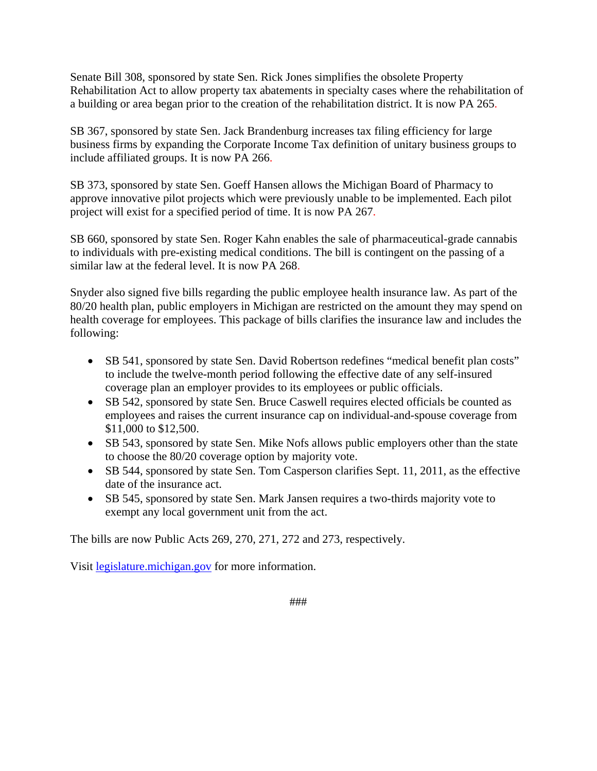Senate Bill 308, sponsored by state Sen. Rick Jones simplifies the obsolete Property Rehabilitation Act to allow property tax abatements in specialty cases where the rehabilitation of a building or area began prior to the creation of the rehabilitation district. It is now PA 265.

SB 367, sponsored by state Sen. Jack Brandenburg increases tax filing efficiency for large business firms by expanding the Corporate Income Tax definition of unitary business groups to include affiliated groups. It is now PA 266.

SB 373, sponsored by state Sen. Goeff Hansen allows the Michigan Board of Pharmacy to approve innovative pilot projects which were previously unable to be implemented. Each pilot project will exist for a specified period of time. It is now PA 267.

SB 660, sponsored by state Sen. Roger Kahn enables the sale of pharmaceutical-grade cannabis to individuals with pre-existing medical conditions. The bill is contingent on the passing of a similar law at the federal level. It is now PA 268.

Snyder also signed five bills regarding the public employee health insurance law. As part of the 80/20 health plan, public employers in Michigan are restricted on the amount they may spend on health coverage for employees. This package of bills clarifies the insurance law and includes the following:

- SB 541, sponsored by state Sen. David Robertson redefines "medical benefit plan costs" to include the twelve-month period following the effective date of any self-insured coverage plan an employer provides to its employees or public officials.
- SB 542, sponsored by state Sen. Bruce Caswell requires elected officials be counted as employees and raises the current insurance cap on individual-and-spouse coverage from $11,000 to $12,500.
- SB 543, sponsored by state Sen. Mike Nofs allows public employers other than the state to choose the 80/20 coverage option by majority vote.
- SB 544, sponsored by state Sen. Tom Casperson clarifies Sept. 11, 2011, as the effective date of the insurance act.
- SB 545, sponsored by state Sen. Mark Jansen requires a two-thirds majority vote to exempt any local government unit from the act.

The bills are now Public Acts 269, 270, 271, 272 and 273, respectively.

Visit [legislature.michigan.gov](http://legislature.michigan.gov) for more information.

###